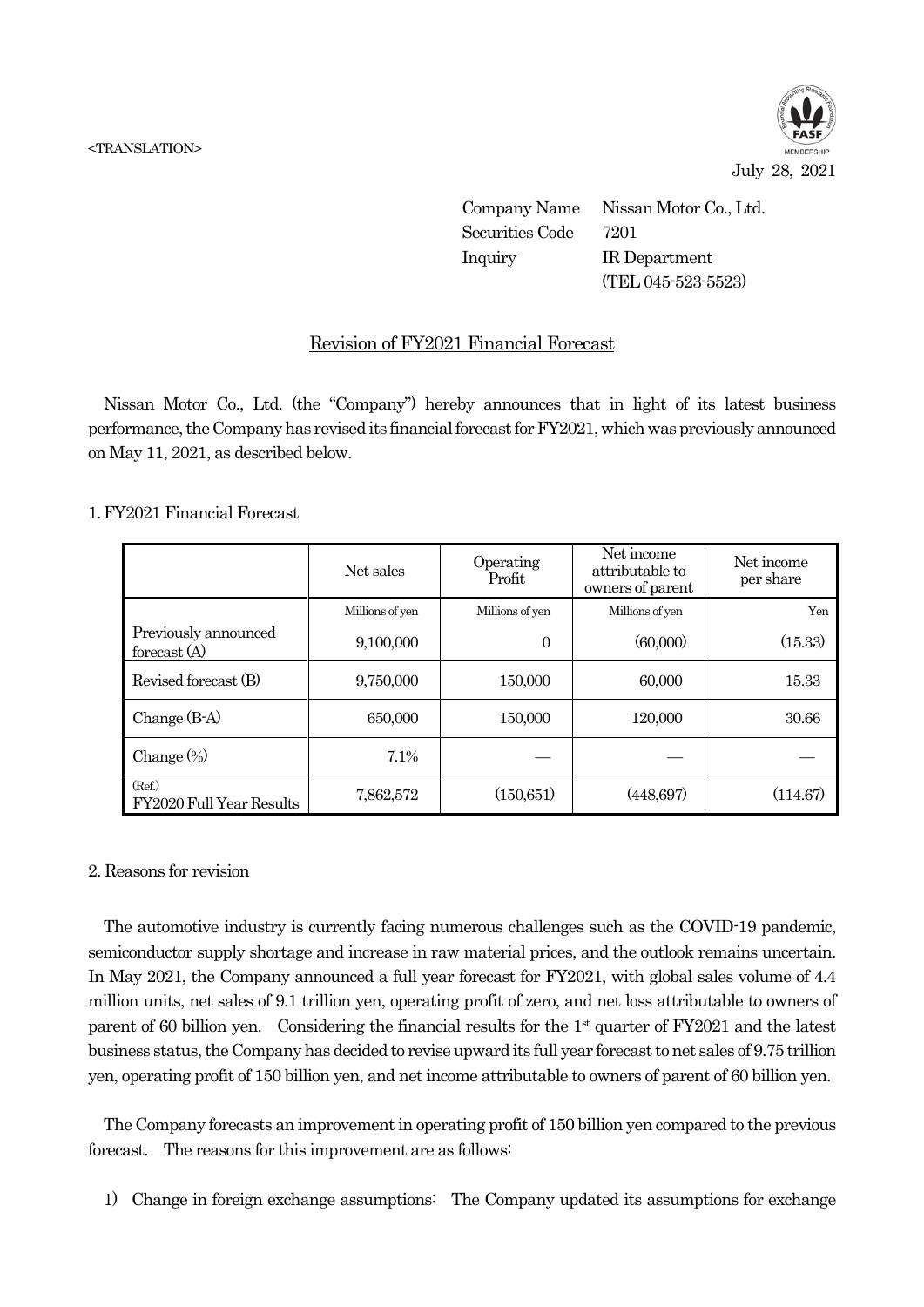<TRANSLATION>

July 28, 2021

Company Name Nissan Motor Co., Ltd.
Securities Code 7201
Inquiry IR Department
(TEL 045-523-5523)

# Revision of FY2021 Financial Forecast

Nissan Motor Co., Ltd. (the "Company") hereby announces that in light of its latest business performance, the Company has revised its financial forecast for FY2021, which was previously announced on May 11, 2021, as described below.

## 1. FY2021 Financial Forecast

| | Net sales | Operating Profit | Net income attributable to owners of parent | Net income per share |
|---|---|---|---|---|
| | Millions of yen | Millions of yen | Millions of yen | Yen |
| Previously announced forecast (A) | 9,100,000 | 0 | (60,000) | (15.33) |
| Revised forecast (B) | 9,750,000 | 150,000 | 60,000 | 15.33 |
| Change (B-A) | 650,000 | 150,000 | 120,000 | 30.66 |
| Change (%) | 7.1% | — | — | — |
| (Ref.) FY2020 Full Year Results | 7,862,572 | (150,651) | (448,697) | (114.67) |

## 2. Reasons for revision

The automotive industry is currently facing numerous challenges such as the COVID-19 pandemic, semiconductor supply shortage and increase in raw material prices, and the outlook remains uncertain. In May 2021, the Company announced a full year forecast for FY2021, with global sales volume of 4.4 million units, net sales of 9.1 trillion yen, operating profit of zero, and net loss attributable to owners of parent of 60 billion yen. Considering the financial results for the 1st quarter of FY2021 and the latest business status, the Company has decided to revise upward its full year forecast to net sales of 9.75 trillion yen, operating profit of 150 billion yen, and net income attributable to owners of parent of 60 billion yen.

The Company forecasts an improvement in operating profit of 150 billion yen compared to the previous forecast. The reasons for this improvement are as follows:

1) Change in foreign exchange assumptions: The Company updated its assumptions for exchange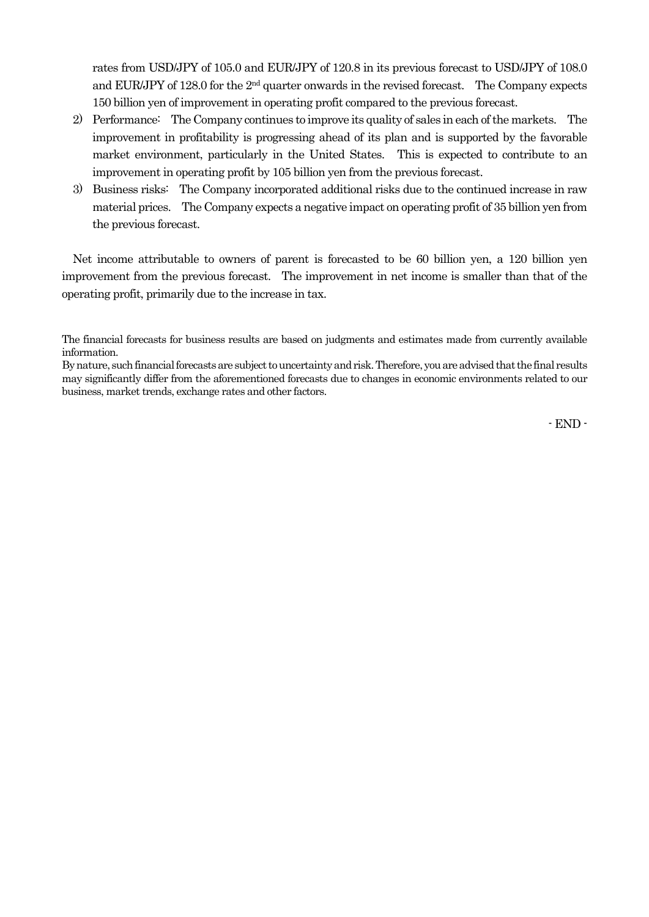rates from USD/JPY of 105.0 and EUR/JPY of 120.8 in its previous forecast to USD/JPY of 108.0 and EUR/JPY of 128.0 for the 2nd quarter onwards in the revised forecast. The Company expects 150 billion yen of improvement in operating profit compared to the previous forecast.

2) Performance: The Company continues to improve its quality of sales in each of the markets. The improvement in profitability is progressing ahead of its plan and is supported by the favorable market environment, particularly in the United States. This is expected to contribute to an improvement in operating profit by 105 billion yen from the previous forecast.

3) Business risks: The Company incorporated additional risks due to the continued increase in raw material prices. The Company expects a negative impact on operating profit of 35 billion yen from the previous forecast.

Net income attributable to owners of parent is forecasted to be 60 billion yen, a 120 billion yen improvement from the previous forecast. The improvement in net income is smaller than that of the operating profit, primarily due to the increase in tax.

The financial forecasts for business results are based on judgments and estimates made from currently available information.
By nature, such financial forecasts are subject to uncertainty and risk. Therefore, you are advised that the final results may significantly differ from the aforementioned forecasts due to changes in economic environments related to our business, market trends, exchange rates and other factors.

- END -